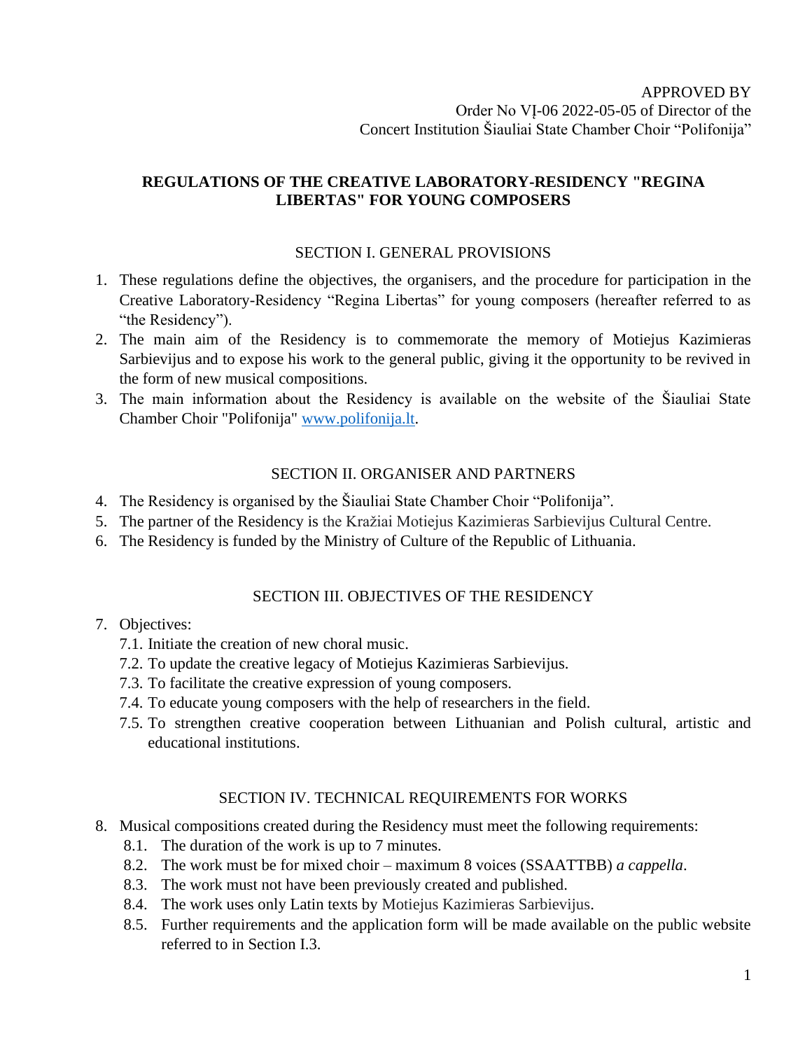APPROVED BY
Order No VĮ-06 2022-05-05 of Director of the
Concert Institution Šiauliai State Chamber Choir "Polifonija"

# REGULATIONS OF THE CREATIVE LABORATORY-RESIDENCY "REGINA LIBERTAS" FOR YOUNG COMPOSERS

## SECTION I. GENERAL PROVISIONS

1. These regulations define the objectives, the organisers, and the procedure for participation in the Creative Laboratory-Residency "Regina Libertas" for young composers (hereafter referred to as "the Residency").
2. The main aim of the Residency is to commemorate the memory of Motiejus Kazimieras Sarbievijus and to expose his work to the general public, giving it the opportunity to be revived in the form of new musical compositions.
3. The main information about the Residency is available on the website of the Šiauliai State Chamber Choir "Polifonija" [www.polifonija.lt](http://www.polifonija.lt).

## SECTION II. ORGANISER AND PARTNERS

4. The Residency is organised by the Šiauliai State Chamber Choir "Polifonija".
5. The partner of the Residency is the Kražiai Motiejus Kazimieras Sarbievijus Cultural Centre.
6. The Residency is funded by the Ministry of Culture of the Republic of Lithuania.

## SECTION III. OBJECTIVES OF THE RESIDENCY

7. Objectives:
   - 7.1. Initiate the creation of new choral music.
   - 7.2. To update the creative legacy of Motiejus Kazimieras Sarbievijus.
   - 7.3. To facilitate the creative expression of young composers.
   - 7.4. To educate young composers with the help of researchers in the field.
   - 7.5. To strengthen creative cooperation between Lithuanian and Polish cultural, artistic and educational institutions.

## SECTION IV. TECHNICAL REQUIREMENTS FOR WORKS

8. Musical compositions created during the Residency must meet the following requirements:
   - 8.1. The duration of the work is up to 7 minutes.
   - 8.2. The work must be for mixed choir – maximum 8 voices (SSAATTBB) *a cappella*.
   - 8.3. The work must not have been previously created and published.
   - 8.4. The work uses only Latin texts by Motiejus Kazimieras Sarbievijus.
   - 8.5. Further requirements and the application form will be made available on the public website referred to in Section I.3.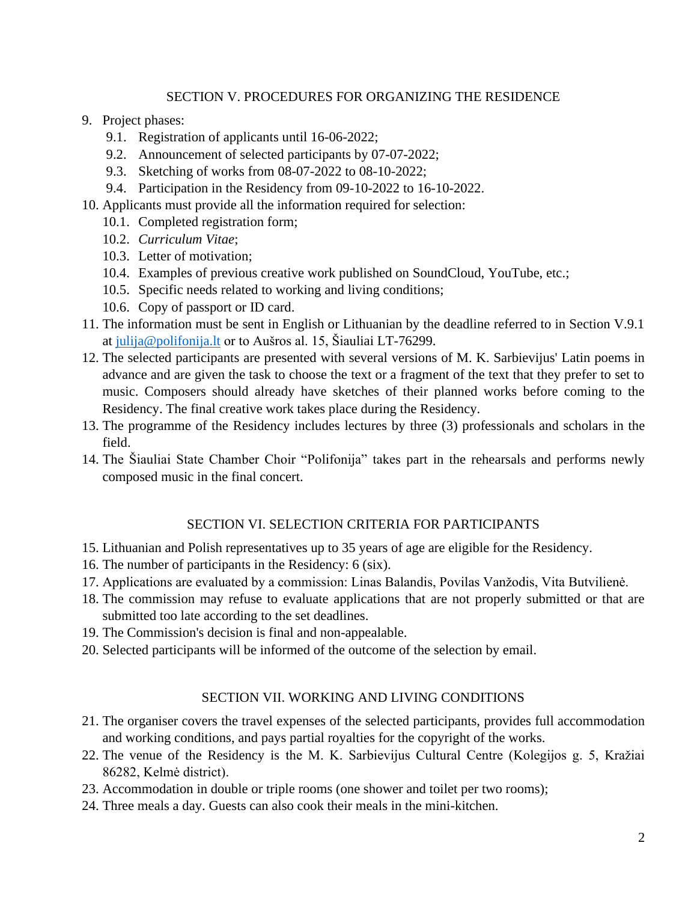## SECTION V. PROCEDURES FOR ORGANIZING THE RESIDENCE

9. Project phases:
   9.1. Registration of applicants until 16-06-2022;
   9.2. Announcement of selected participants by 07-07-2022;
   9.3. Sketching of works from 08-07-2022 to 08-10-2022;
   9.4. Participation in the Residency from 09-10-2022 to 16-10-2022.
10. Applicants must provide all the information required for selection:
    10.1. Completed registration form;
    10.2. *Curriculum Vitae*;
    10.3. Letter of motivation;
    10.4. Examples of previous creative work published on SoundCloud, YouTube, etc.;
    10.5. Specific needs related to working and living conditions;
    10.6. Copy of passport or ID card.
11. The information must be sent in English or Lithuanian by the deadline referred to in Section V.9.1 at julija@polifonija.lt or to Aušros al. 15, Šiauliai LT-76299.
12. The selected participants are presented with several versions of M. K. Sarbievijus' Latin poems in advance and are given the task to choose the text or a fragment of the text that they prefer to set to music. Composers should already have sketches of their planned works before coming to the Residency. The final creative work takes place during the Residency.
13. The programme of the Residency includes lectures by three (3) professionals and scholars in the field.
14. The Šiauliai State Chamber Choir "Polifonija" takes part in the rehearsals and performs newly composed music in the final concert.

## SECTION VI. SELECTION CRITERIA FOR PARTICIPANTS

15. Lithuanian and Polish representatives up to 35 years of age are eligible for the Residency.
16. The number of participants in the Residency: 6 (six).
17. Applications are evaluated by a commission: Linas Balandis, Povilas Vanžodis, Vita Butvilienė.
18. The commission may refuse to evaluate applications that are not properly submitted or that are submitted too late according to the set deadlines.
19. The Commission's decision is final and non-appealable.
20. Selected participants will be informed of the outcome of the selection by email.

## SECTION VII. WORKING AND LIVING CONDITIONS

21. The organiser covers the travel expenses of the selected participants, provides full accommodation and working conditions, and pays partial royalties for the copyright of the works.
22. The venue of the Residency is the M. K. Sarbievijus Cultural Centre (Kolegijos g. 5, Kražiai 86282, Kelmė district).
23. Accommodation in double or triple rooms (one shower and toilet per two rooms);
24. Three meals a day. Guests can also cook their meals in the mini-kitchen.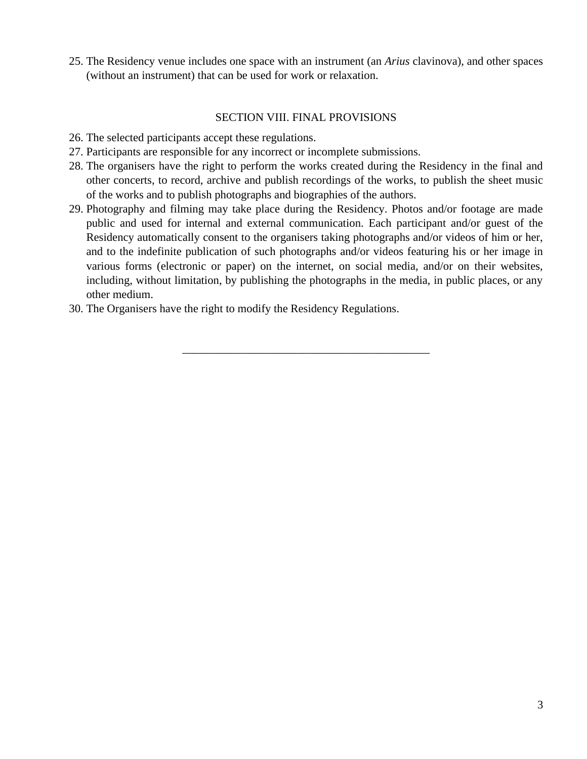25. The Residency venue includes one space with an instrument (an *Arius* clavinova), and other spaces (without an instrument) that can be used for work or relaxation.

## SECTION VIII. FINAL PROVISIONS

26. The selected participants accept these regulations.
27. Participants are responsible for any incorrect or incomplete submissions.
28. The organisers have the right to perform the works created during the Residency in the final and other concerts, to record, archive and publish recordings of the works, to publish the sheet music of the works and to publish photographs and biographies of the authors.
29. Photography and filming may take place during the Residency. Photos and/or footage are made public and used for internal and external communication. Each participant and/or guest of the Residency automatically consent to the organisers taking photographs and/or videos of him or her, and to the indefinite publication of such photographs and/or videos featuring his or her image in various forms (electronic or paper) on the internet, on social media, and/or on their websites, including, without limitation, by publishing the photographs in the media, in public places, or any other medium.
30. The Organisers have the right to modify the Residency Regulations.

---